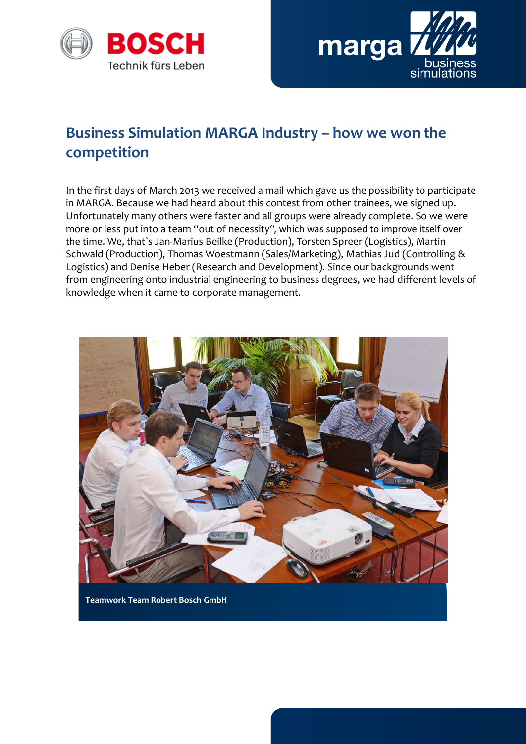# Business Simulation MARGA Industry – how we won the competition

In the first days of March 2013 we received a mail which gave us the possibility to participate in MARGA. Because we had heard about this contest from other trainees, we signed up. Unfortunately many others were faster and all groups were already complete. So we were more or less put into a team "out of necessity", which was supposed to improve itself over the time. We, that`s Jan-Marius Beilke (Production), Torsten Spreer (Logistics), Martin Schwald (Production), Thomas Woestmann (Sales/Marketing), Mathias Jud (Controlling & Logistics) and Denise Heber (Research and Development). Since our backgrounds went from engineering onto industrial engineering to business degrees, we had different levels of knowledge when it came to corporate management.

**Teamwork Team Robert Bosch GmbH**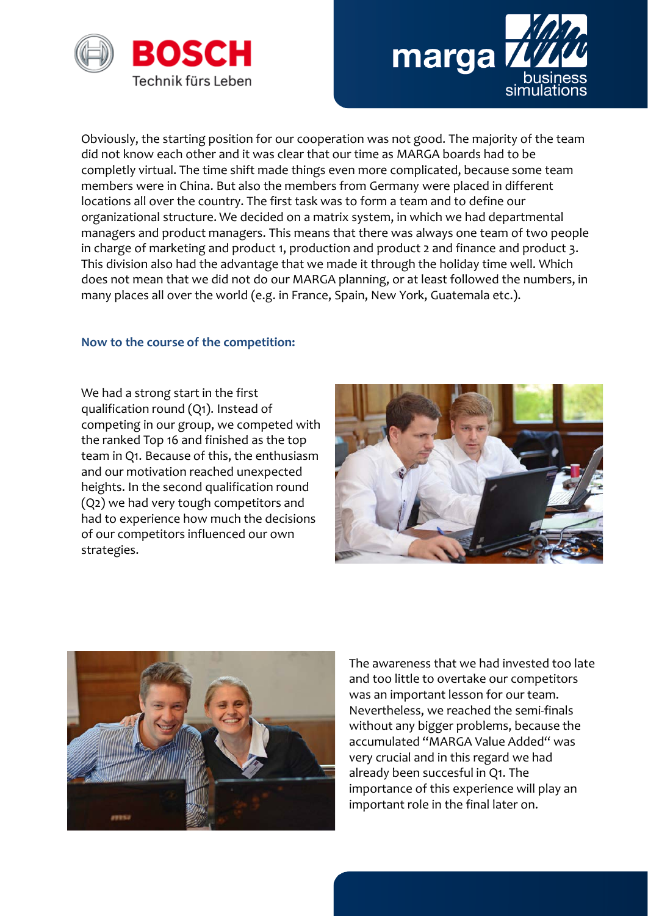Obviously, the starting position for our cooperation was not good. The majority of the team did not know each other and it was clear that our time as MARGA boards had to be complety virtual. The time shift made things even more complicated, because some team members were in China. But also the members from Germany were placed in different locations all over the country. The first task was to form a team and to define our organizational structure. We decided on a matrix system, in which we had departmental managers and product managers. This means that there was always one team of two people in charge of marketing and product 1, production and product 2 and finance and product 3. This division also had the advantage that we made it through the holiday time well. Which does not mean that we did not do our MARGA planning, or at least followed the numbers, in many places all over the world (e.g. in France, Spain, New York, Guatemala etc.).

**Now to the course of the competition:**

We had a strong start in the first qualification round (Q1). Instead of competing in our group, we competed with the ranked Top 16 and finished as the top team in Q1. Because of this, the enthusiasm and our motivation reached unexpected heights. In the second qualification round (Q2) we had very tough competitors and had to experience how much the decisions of our competitors influenced our own strategies.

The awareness that we had invested too late and too little to overtake our competitors was an important lesson for our team. Nevertheless, we reached the semi-finals without any bigger problems, because the accumulated "MARGA Value Added" was very crucial and in this regard we had already been succesful in Q1. The importance of this experience will play an important role in the final later on.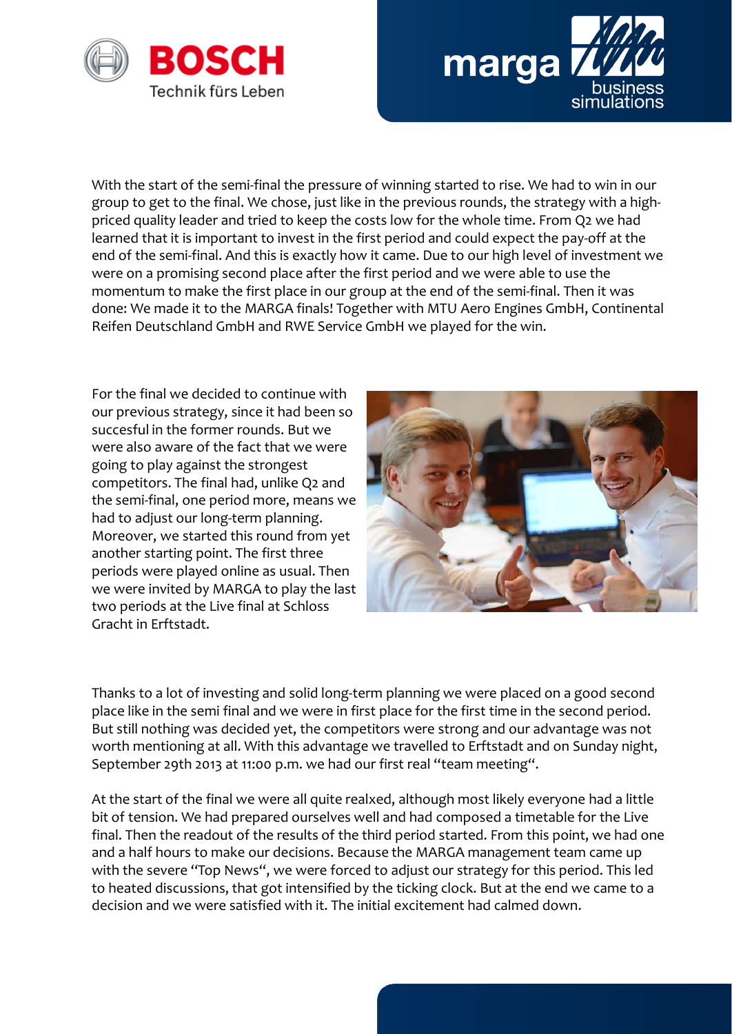With the start of the semi-final the pressure of winning started to rise. We had to win in our group to get to the final. We chose, just like in the previous rounds, the strategy with a high-priced quality leader and tried to keep the costs low for the whole time. From Q2 we had learned that it is important to invest in the first period and could expect the pay-off at the end of the semi-final. And this is exactly how it came. Due to our high level of investment we were on a promising second place after the first period and we were able to use the momentum to make the first place in our group at the end of the semi-final. Then it was done: We made it to the MARGA finals! Together with MTU Aero Engines GmbH, Continental Reifen Deutschland GmbH and RWE Service GmbH we played for the win.

For the final we decided to continue with our previous strategy, since it had been so succesful in the former rounds. But we were also aware of the fact that we were going to play against the strongest competitors. The final had, unlike Q2 and the semi-final, one period more, means we had to adjust our long-term planning. Moreover, we started this round from yet another starting point. The first three periods were played online as usual. Then we were invited by MARGA to play the last two periods at the Live final at Schloss Gracht in Erftstadt.

Thanks to a lot of investing and solid long-term planning we were placed on a good second place like in the semi final and we were in first place for the first time in the second period. But still nothing was decided yet, the competitors were strong and our advantage was not worth mentioning at all. With this advantage we travelled to Erftstadt and on Sunday night, September 29th 2013 at 11:00 p.m. we had our first real "team meeting".

At the start of the final we were all quite realxed, although most likely everyone had a little bit of tension. We had prepared ourselves well and had composed a timetable for the Live final. Then the readout of the results of the third period started. From this point, we had one and a half hours to make our decisions. Because the MARGA management team came up with the severe "Top News", we were forced to adjust our strategy for this period. This led to heated discussions, that got intensified by the ticking clock. But at the end we came to a decision and we were satisfied with it. The initial excitement had calmed down.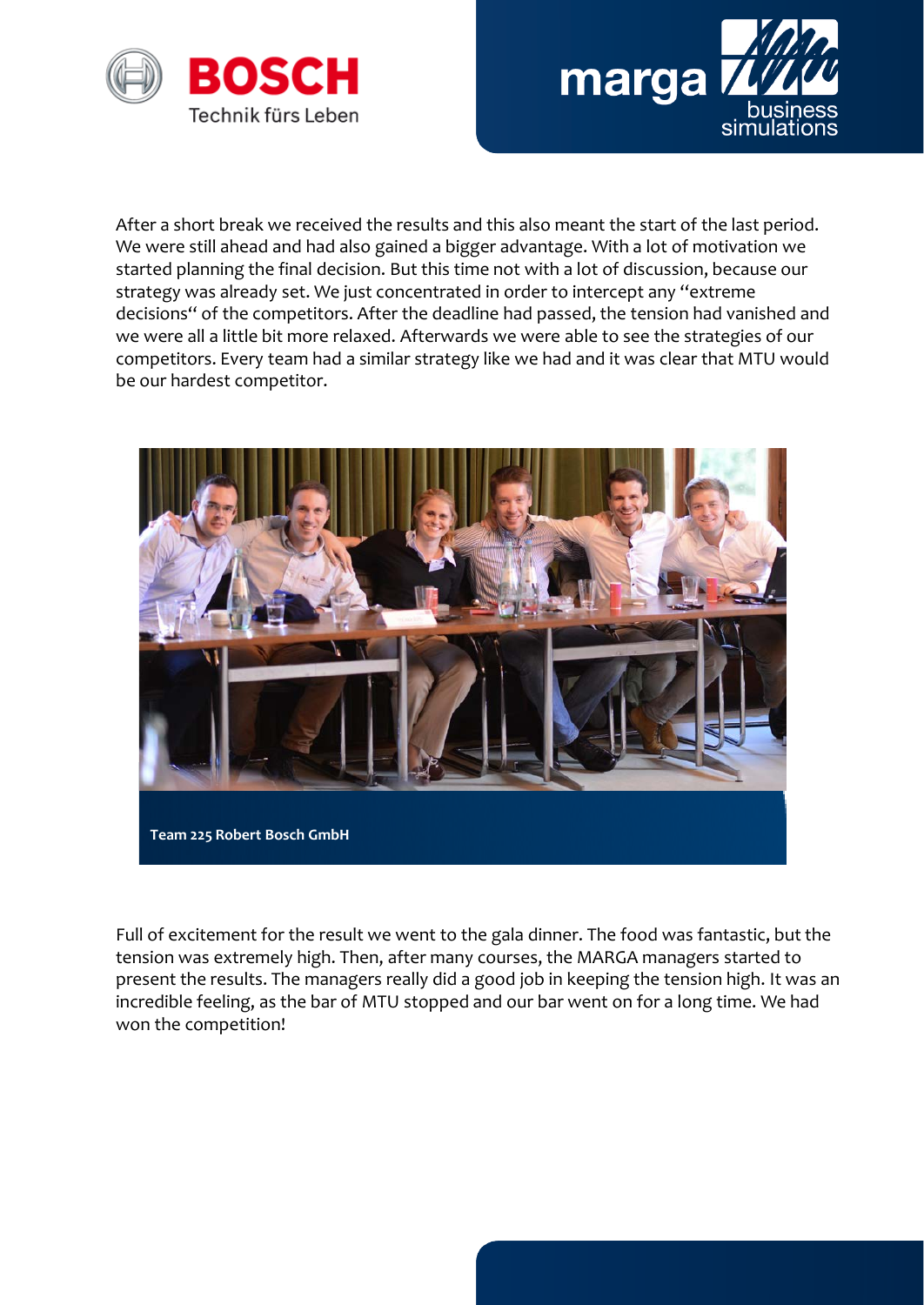After a short break we received the results and this also meant the start of the last period. We were still ahead and had also gained a bigger advantage. With a lot of motivation we started planning the final decision. But this time not with a lot of discussion, because our strategy was already set. We just concentrated in order to intercept any "extreme decisions" of the competitors. After the deadline had passed, the tension had vanished and we were all a little bit more relaxed. Afterwards we were able to see the strategies of our competitors. Every team had a similar strategy like we had and it was clear that MTU would be our hardest competitor.

**Team 225 Robert Bosch GmbH**

Full of excitement for the result we went to the gala dinner. The food was fantastic, but the tension was extremely high. Then, after many courses, the MARGA managers started to present the results. The managers really did a good job in keeping the tension high. It was an incredible feeling, as the bar of MTU stopped and our bar went on for a long time. We had won the competition!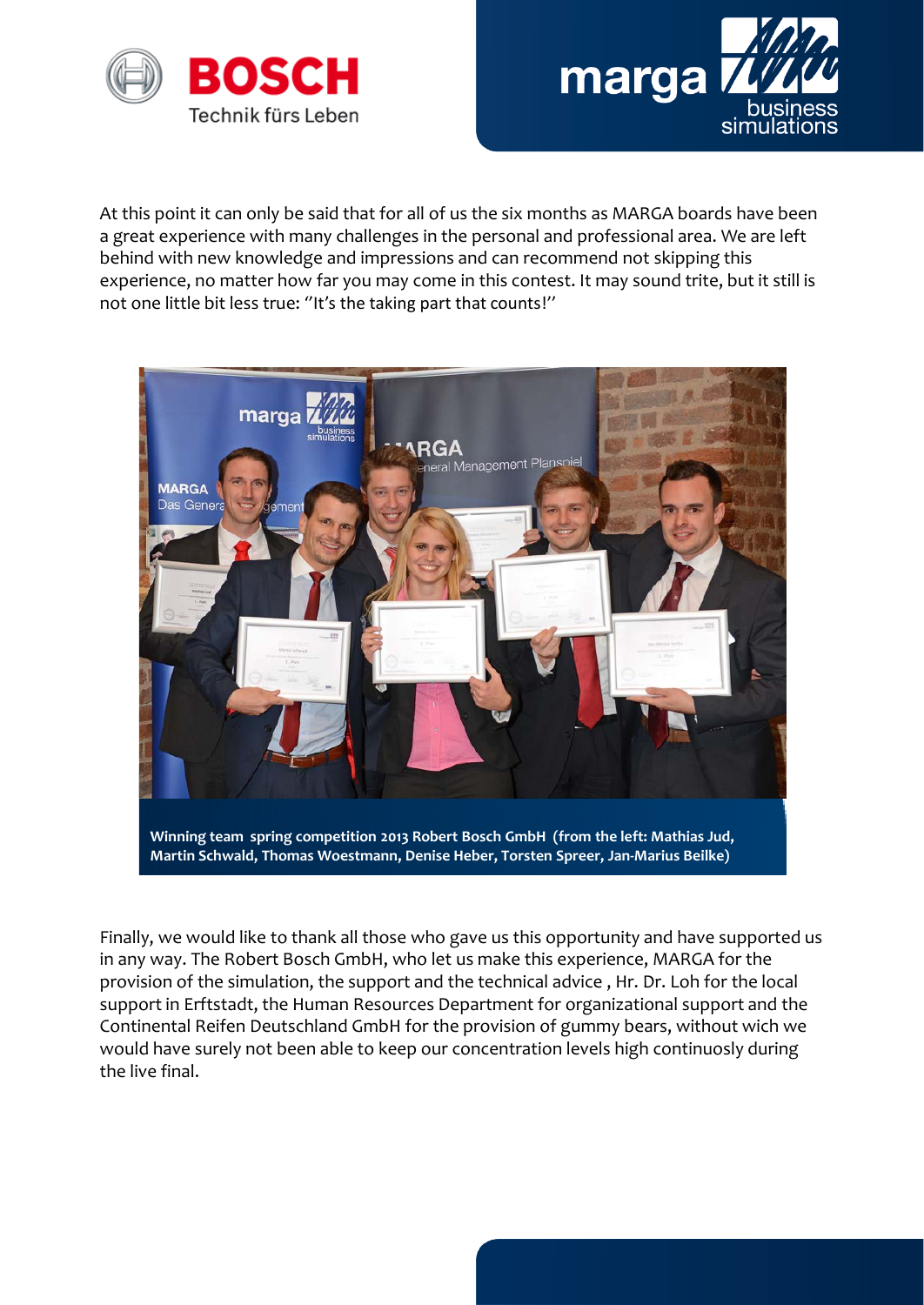At this point it can only be said that for all of us the six months as MARGA boards have been a great experience with many challenges in the personal and professional area. We are left behind with new knowledge and impressions and can recommend not skipping this experience, no matter how far you may come in this contest. It may sound trite, but it still is not one little bit less true: "It's the taking part that counts!"

**Winning team spring competition 2013 Robert Bosch GmbH (from the left: Mathias Jud, Martin Schwald, Thomas Woestmann, Denise Heber, Torsten Spreer, Jan-Marius Beilke)**

Finally, we would like to thank all those who gave us this opportunity and have supported us in any way. The Robert Bosch GmbH, who let us make this experience, MARGA for the provision of the simulation, the support and the technical advice , Hr. Dr. Loh for the local support in Erftstadt, the Human Resources Department for organizational support and the Continental Reifen Deutschland GmbH for the provision of gummy bears, without wich we would have surely not been able to keep our concentration levels high continously during the live final.